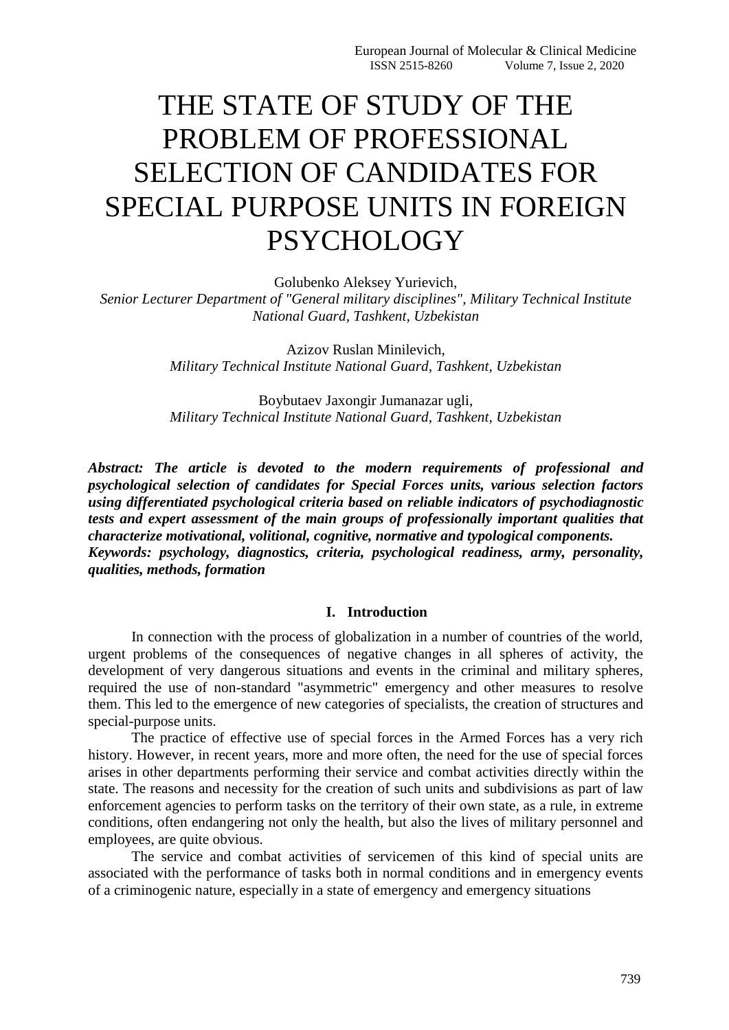# THE STATE OF STUDY OF THE PROBLEM OF PROFESSIONAL SELECTION OF CANDIDATES FOR SPECIAL PURPOSE UNITS IN FOREIGN PSYCHOLOGY

Golubenko Aleksey Yurievich,
*Senior Lecturer Department of "General military disciplines", Military Technical Institute National Guard, Tashkent, Uzbekistan*

Azizov Ruslan Minilevich,
*Military Technical Institute National Guard, Tashkent, Uzbekistan*

Boybutaev Jaxongir Jumanazar ugli,
*Military Technical Institute National Guard, Tashkent, Uzbekistan*

***Abstract: The article is devoted to the modern requirements of professional and psychological selection of candidates for Special Forces units, various selection factors using differentiated psychological criteria based on reliable indicators of psychodiagnostic tests and expert assessment of the main groups of professionally important qualities that characterize motivational, volitional, cognitive, normative and typological components.***

***Keywords: psychology, diagnostics, criteria, psychological readiness, army, personality, qualities, methods, formation***

## I. Introduction

In connection with the process of globalization in a number of countries of the world, urgent problems of the consequences of negative changes in all spheres of activity, the development of very dangerous situations and events in the criminal and military spheres, required the use of non-standard "asymmetric" emergency and other measures to resolve them. This led to the emergence of new categories of specialists, the creation of structures and special-purpose units.

The practice of effective use of special forces in the Armed Forces has a very rich history. However, in recent years, more and more often, the need for the use of special forces arises in other departments performing their service and combat activities directly within the state. The reasons and necessity for the creation of such units and subdivisions as part of law enforcement agencies to perform tasks on the territory of their own state, as a rule, in extreme conditions, often endangering not only the health, but also the lives of military personnel and employees, are quite obvious.

The service and combat activities of servicemen of this kind of special units are associated with the performance of tasks both in normal conditions and in emergency events of a criminogenic nature, especially in a state of emergency and emergency situations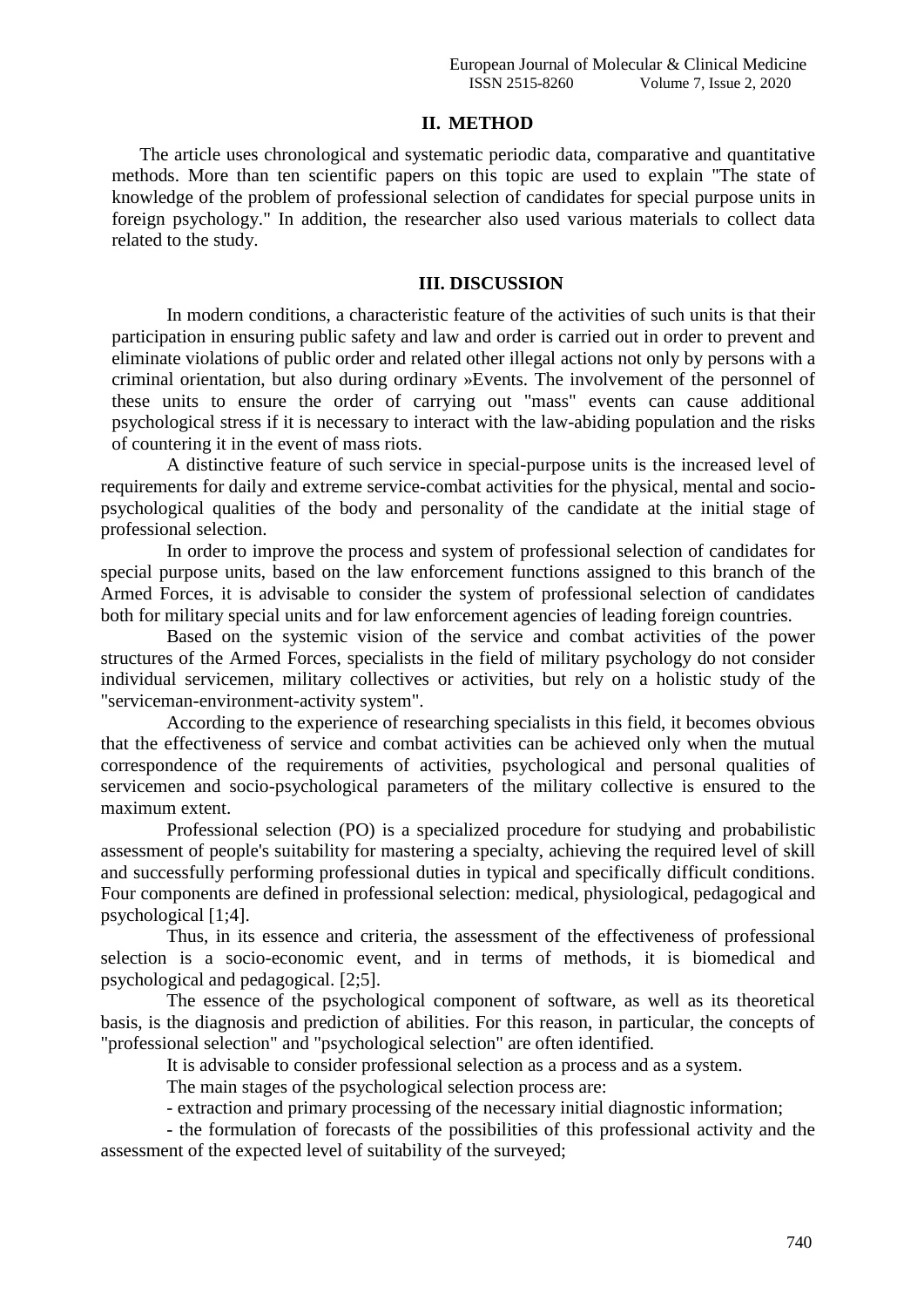## II. METHOD

The article uses chronological and systematic periodic data, comparative and quantitative methods. More than ten scientific papers on this topic are used to explain "The state of knowledge of the problem of professional selection of candidates for special purpose units in foreign psychology." In addition, the researcher also used various materials to collect data related to the study.

## III. DISCUSSION

In modern conditions, a characteristic feature of the activities of such units is that their participation in ensuring public safety and law and order is carried out in order to prevent and eliminate violations of public order and related other illegal actions not only by persons with a criminal orientation, but also during ordinary »Events. The involvement of the personnel of these units to ensure the order of carrying out "mass" events can cause additional psychological stress if it is necessary to interact with the law-abiding population and the risks of countering it in the event of mass riots.

A distinctive feature of such service in special-purpose units is the increased level of requirements for daily and extreme service-combat activities for the physical, mental and socio-psychological qualities of the body and personality of the candidate at the initial stage of professional selection.

In order to improve the process and system of professional selection of candidates for special purpose units, based on the law enforcement functions assigned to this branch of the Armed Forces, it is advisable to consider the system of professional selection of candidates both for military special units and for law enforcement agencies of leading foreign countries.

Based on the systemic vision of the service and combat activities of the power structures of the Armed Forces, specialists in the field of military psychology do not consider individual servicemen, military collectives or activities, but rely on a holistic study of the "serviceman-environment-activity system".

According to the experience of researching specialists in this field, it becomes obvious that the effectiveness of service and combat activities can be achieved only when the mutual correspondence of the requirements of activities, psychological and personal qualities of servicemen and socio-psychological parameters of the military collective is ensured to the maximum extent.

Professional selection (PO) is a specialized procedure for studying and probabilistic assessment of people's suitability for mastering a specialty, achieving the required level of skill and successfully performing professional duties in typical and specifically difficult conditions. Four components are defined in professional selection: medical, physiological, pedagogical and psychological [1;4].

Thus, in its essence and criteria, the assessment of the effectiveness of professional selection is a socio-economic event, and in terms of methods, it is biomedical and psychological and pedagogical. [2;5].

The essence of the psychological component of software, as well as its theoretical basis, is the diagnosis and prediction of abilities. For this reason, in particular, the concepts of "professional selection" and "psychological selection" are often identified.

It is advisable to consider professional selection as a process and as a system.

The main stages of the psychological selection process are:

- extraction and primary processing of the necessary initial diagnostic information;

- the formulation of forecasts of the possibilities of this professional activity and the assessment of the expected level of suitability of the surveyed;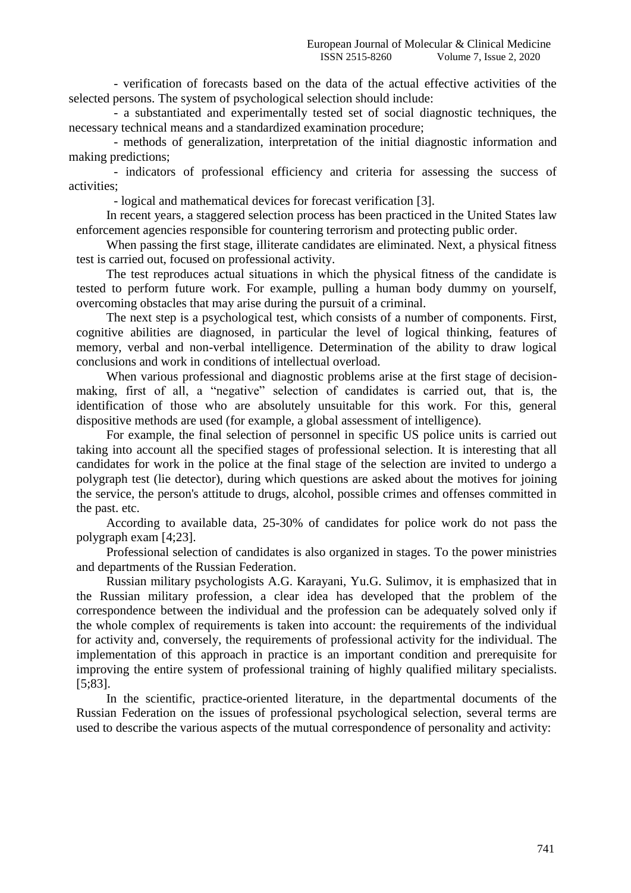- verification of forecasts based on the data of the actual effective activities of the selected persons. The system of psychological selection should include:

- a substantiated and experimentally tested set of social diagnostic techniques, the necessary technical means and a standardized examination procedure;
- methods of generalization, interpretation of the initial diagnostic information and making predictions;
- indicators of professional efficiency and criteria for assessing the success of activities;
- logical and mathematical devices for forecast verification [3].

In recent years, a staggered selection process has been practiced in the United States law enforcement agencies responsible for countering terrorism and protecting public order.

When passing the first stage, illiterate candidates are eliminated. Next, a physical fitness test is carried out, focused on professional activity.

The test reproduces actual situations in which the physical fitness of the candidate is tested to perform future work. For example, pulling a human body dummy on yourself, overcoming obstacles that may arise during the pursuit of a criminal.

The next step is a psychological test, which consists of a number of components. First, cognitive abilities are diagnosed, in particular the level of logical thinking, features of memory, verbal and non-verbal intelligence. Determination of the ability to draw logical conclusions and work in conditions of intellectual overload.

When various professional and diagnostic problems arise at the first stage of decision-making, first of all, a "negative" selection of candidates is carried out, that is, the identification of those who are absolutely unsuitable for this work. For this, general dispositive methods are used (for example, a global assessment of intelligence).

For example, the final selection of personnel in specific US police units is carried out taking into account all the specified stages of professional selection. It is interesting that all candidates for work in the police at the final stage of the selection are invited to undergo a polygraph test (lie detector), during which questions are asked about the motives for joining the service, the person's attitude to drugs, alcohol, possible crimes and offenses committed in the past. etc.

According to available data, 25-30% of candidates for police work do not pass the polygraph exam [4;23].

Professional selection of candidates is also organized in stages. To the power ministries and departments of the Russian Federation.

Russian military psychologists A.G. Karayani, Yu.G. Sulimov, it is emphasized that in the Russian military profession, a clear idea has developed that the problem of the correspondence between the individual and the profession can be adequately solved only if the whole complex of requirements is taken into account: the requirements of the individual for activity and, conversely, the requirements of professional activity for the individual. The implementation of this approach in practice is an important condition and prerequisite for improving the entire system of professional training of highly qualified military specialists. [5;83].

In the scientific, practice-oriented literature, in the departmental documents of the Russian Federation on the issues of professional psychological selection, several terms are used to describe the various aspects of the mutual correspondence of personality and activity: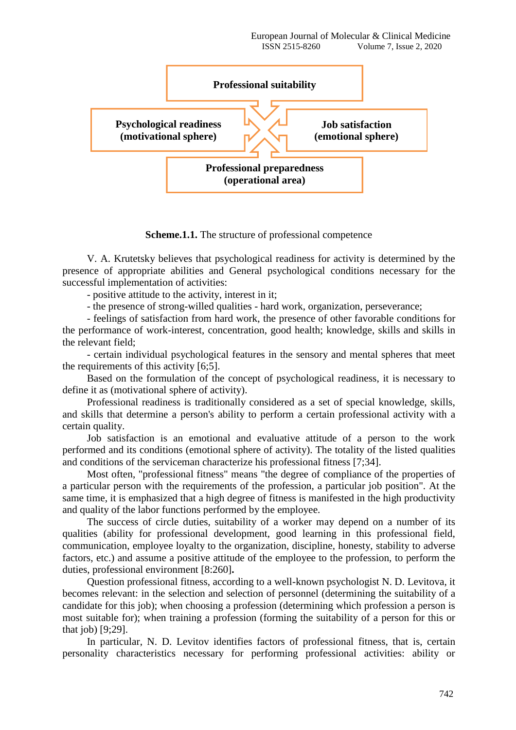Professional suitability

Psychological readiness (motivational sphere)

Job satisfaction (emotional sphere)

Professional preparedness (operational area)

**Scheme.1.1.** The structure of professional competence

V. A. Krutetsky believes that psychological readiness for activity is determined by the presence of appropriate abilities and General psychological conditions necessary for the successful implementation of activities:

- positive attitude to the activity, interest in it;
- the presence of strong-willed qualities - hard work, organization, perseverance;
- feelings of satisfaction from hard work, the presence of other favorable conditions for the performance of work-interest, concentration, good health; knowledge, skills and skills in the relevant field;
- certain individual psychological features in the sensory and mental spheres that meet the requirements of this activity [6;5].

Based on the formulation of the concept of psychological readiness, it is necessary to define it as (motivational sphere of activity).

Professional readiness is traditionally considered as a set of special knowledge, skills, and skills that determine a person's ability to perform a certain professional activity with a certain quality.

Job satisfaction is an emotional and evaluative attitude of a person to the work performed and its conditions (emotional sphere of activity). The totality of the listed qualities and conditions of the serviceman characterize his professional fitness [7;34].

Most often, "professional fitness" means "the degree of compliance of the properties of a particular person with the requirements of the profession, a particular job position". At the same time, it is emphasized that a high degree of fitness is manifested in the high productivity and quality of the labor functions performed by the employee.

The success of circle duties, suitability of a worker may depend on a number of its qualities (ability for professional development, good learning in this professional field, communication, employee loyalty to the organization, discipline, honesty, stability to adverse factors, etc.) and assume a positive attitude of the employee to the profession, to perform the duties, professional environment [8:260].

Question professional fitness, according to a well-known psychologist N. D. Levitova, it becomes relevant: in the selection and selection of personnel (determining the suitability of a candidate for this job); when choosing a profession (determining which profession a person is most suitable for); when training a profession (forming the suitability of a person for this or that job) [9;29].

In particular, N. D. Levitov identifies factors of professional fitness, that is, certain personality characteristics necessary for performing professional activities: ability or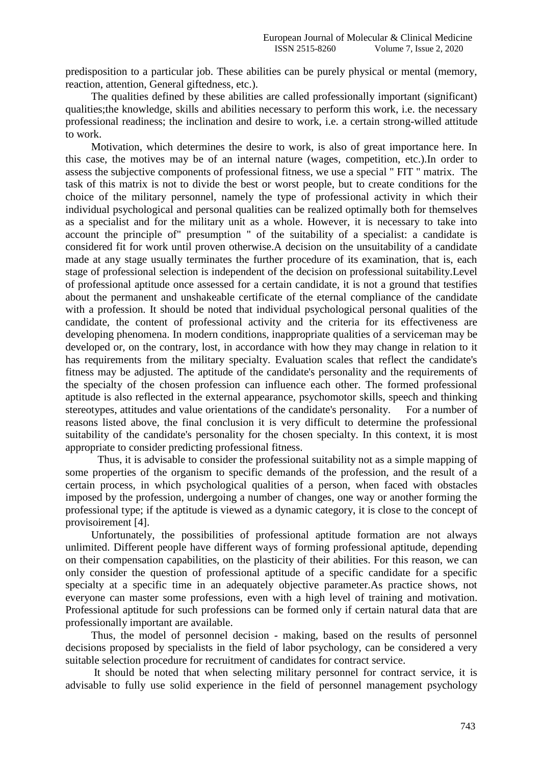predisposition to a particular job. These abilities can be purely physical or mental (memory, reaction, attention, General giftedness, etc.).

The qualities defined by these abilities are called professionally important (significant) qualities;the knowledge, skills and abilities necessary to perform this work, i.e. the necessary professional readiness; the inclination and desire to work, i.e. a certain strong-willed attitude to work.

Motivation, which determines the desire to work, is also of great importance here. In this case, the motives may be of an internal nature (wages, competition, etc.).In order to assess the subjective components of professional fitness, we use a special " FIT " matrix. The task of this matrix is not to divide the best or worst people, but to create conditions for the choice of the military personnel, namely the type of professional activity in which their individual psychological and personal qualities can be realized optimally both for themselves as a specialist and for the military unit as a whole. However, it is necessary to take into account the principle of" presumption " of the suitability of a specialist: a candidate is considered fit for work until proven otherwise.A decision on the unsuitability of a candidate made at any stage usually terminates the further procedure of its examination, that is, each stage of professional selection is independent of the decision on professional suitability.Level of professional aptitude once assessed for a certain candidate, it is not a ground that testifies about the permanent and unshakeable certificate of the eternal compliance of the candidate with a profession. It should be noted that individual psychological personal qualities of the candidate, the content of professional activity and the criteria for its effectiveness are developing phenomena. In modern conditions, inappropriate qualities of a serviceman may be developed or, on the contrary, lost, in accordance with how they may change in relation to it has requirements from the military specialty. Evaluation scales that reflect the candidate's fitness may be adjusted. The aptitude of the candidate's personality and the requirements of the specialty of the chosen profession can influence each other. The formed professional aptitude is also reflected in the external appearance, psychomotor skills, speech and thinking stereotypes, attitudes and value orientations of the candidate's personality. For a number of reasons listed above, the final conclusion it is very difficult to determine the professional suitability of the candidate's personality for the chosen specialty. In this context, it is most appropriate to consider predicting professional fitness.

Thus, it is advisable to consider the professional suitability not as a simple mapping of some properties of the organism to specific demands of the profession, and the result of a certain process, in which psychological qualities of a person, when faced with obstacles imposed by the profession, undergoing a number of changes, one way or another forming the professional type; if the aptitude is viewed as a dynamic category, it is close to the concept of provisoirement [4].

Unfortunately, the possibilities of professional aptitude formation are not always unlimited. Different people have different ways of forming professional aptitude, depending on their compensation capabilities, on the plasticity of their abilities. For this reason, we can only consider the question of professional aptitude of a specific candidate for a specific specialty at a specific time in an adequately objective parameter.As practice shows, not everyone can master some professions, even with a high level of training and motivation. Professional aptitude for such professions can be formed only if certain natural data that are professionally important are available.

Thus, the model of personnel decision - making, based on the results of personnel decisions proposed by specialists in the field of labor psychology, can be considered a very suitable selection procedure for recruitment of candidates for contract service.

It should be noted that when selecting military personnel for contract service, it is advisable to fully use solid experience in the field of personnel management psychology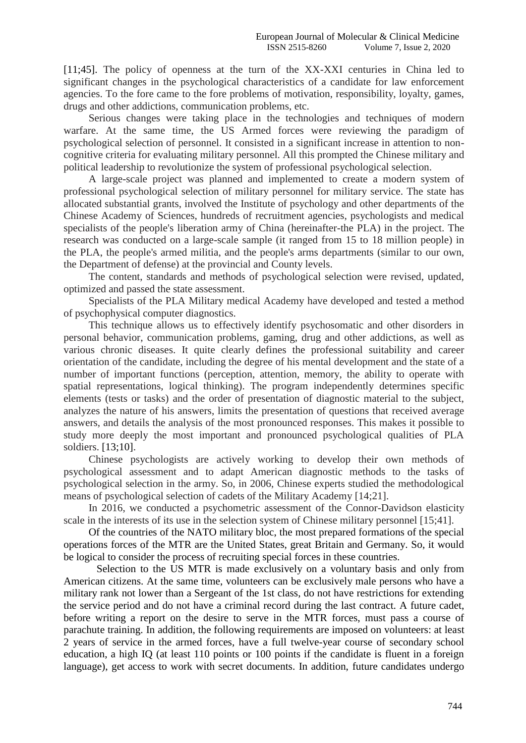[11;45]. The policy of openness at the turn of the XX-XXI centuries in China led to significant changes in the psychological characteristics of a candidate for law enforcement agencies. To the fore came to the fore problems of motivation, responsibility, loyalty, games, drugs and other addictions, communication problems, etc.

Serious changes were taking place in the technologies and techniques of modern warfare. At the same time, the US Armed forces were reviewing the paradigm of psychological selection of personnel. It consisted in a significant increase in attention to non-cognitive criteria for evaluating military personnel. All this prompted the Chinese military and political leadership to revolutionize the system of professional psychological selection.

A large-scale project was planned and implemented to create a modern system of professional psychological selection of military personnel for military service. The state has allocated substantial grants, involved the Institute of psychology and other departments of the Chinese Academy of Sciences, hundreds of recruitment agencies, psychologists and medical specialists of the people's liberation army of China (hereinafter-the PLA) in the project. The research was conducted on a large-scale sample (it ranged from 15 to 18 million people) in the PLA, the people's armed militia, and the people's arms departments (similar to our own, the Department of defense) at the provincial and County levels.

The content, standards and methods of psychological selection were revised, updated, optimized and passed the state assessment.

Specialists of the PLA Military medical Academy have developed and tested a method of psychophysical computer diagnostics.

This technique allows us to effectively identify psychosomatic and other disorders in personal behavior, communication problems, gaming, drug and other addictions, as well as various chronic diseases. It quite clearly defines the professional suitability and career orientation of the candidate, including the degree of his mental development and the state of a number of important functions (perception, attention, memory, the ability to operate with spatial representations, logical thinking). The program independently determines specific elements (tests or tasks) and the order of presentation of diagnostic material to the subject, analyzes the nature of his answers, limits the presentation of questions that received average answers, and details the analysis of the most pronounced responses. This makes it possible to study more deeply the most important and pronounced psychological qualities of PLA soldiers. [13;10].

Chinese psychologists are actively working to develop their own methods of psychological assessment and to adapt American diagnostic methods to the tasks of psychological selection in the army. So, in 2006, Chinese experts studied the methodological means of psychological selection of cadets of the Military Academy [14;21].

In 2016, we conducted a psychometric assessment of the Connor-Davidson elasticity scale in the interests of its use in the selection system of Chinese military personnel [15;41].

Of the countries of the NATO military bloc, the most prepared formations of the special operations forces of the MTR are the United States, great Britain and Germany. So, it would be logical to consider the process of recruiting special forces in these countries.

Selection to the US MTR is made exclusively on a voluntary basis and only from American citizens. At the same time, volunteers can be exclusively male persons who have a military rank not lower than a Sergeant of the 1st class, do not have restrictions for extending the service period and do not have a criminal record during the last contract. A future cadet, before writing a report on the desire to serve in the MTR forces, must pass a course of parachute training. In addition, the following requirements are imposed on volunteers: at least 2 years of service in the armed forces, have a full twelve-year course of secondary school education, a high IQ (at least 110 points or 100 points if the candidate is fluent in a foreign language), get access to work with secret documents. In addition, future candidates undergo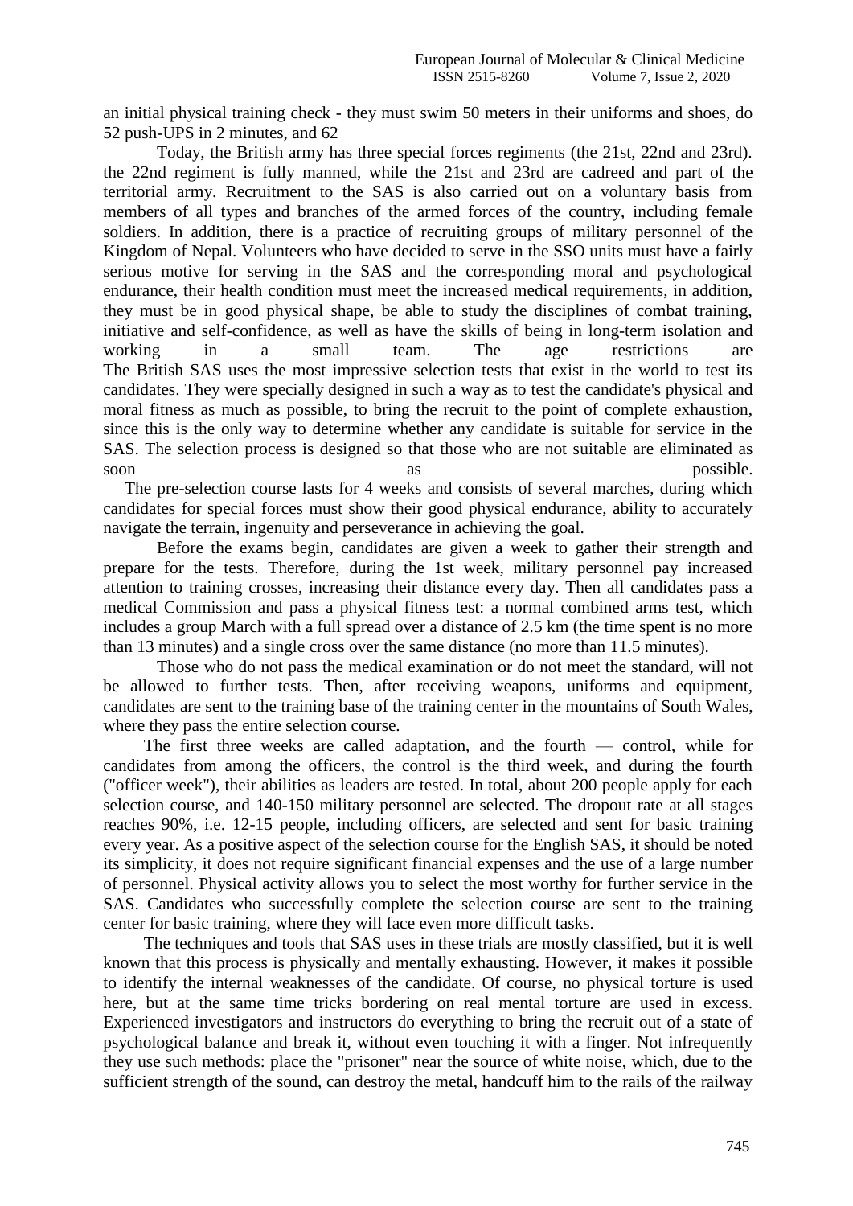an initial physical training check - they must swim 50 meters in their uniforms and shoes, do 52 push-UPS in 2 minutes, and 62

Today, the British army has three special forces regiments (the 21st, 22nd and 23rd). the 22nd regiment is fully manned, while the 21st and 23rd are cadreed and part of the territorial army. Recruitment to the SAS is also carried out on a voluntary basis from members of all types and branches of the armed forces of the country, including female soldiers. In addition, there is a practice of recruiting groups of military personnel of the Kingdom of Nepal. Volunteers who have decided to serve in the SSO units must have a fairly serious motive for serving in the SAS and the corresponding moral and psychological endurance, their health condition must meet the increased medical requirements, in addition, they must be in good physical shape, be able to study the disciplines of combat training, initiative and self-confidence, as well as have the skills of being in long-term isolation and working in a small team. The age restrictions are
The British SAS uses the most impressive selection tests that exist in the world to test its candidates. They were specially designed in such a way as to test the candidate's physical and moral fitness as much as possible, to bring the recruit to the point of complete exhaustion, since this is the only way to determine whether any candidate is suitable for service in the SAS. The selection process is designed so that those who are not suitable are eliminated as soon as possible.

The pre-selection course lasts for 4 weeks and consists of several marches, during which candidates for special forces must show their good physical endurance, ability to accurately navigate the terrain, ingenuity and perseverance in achieving the goal.

Before the exams begin, candidates are given a week to gather their strength and prepare for the tests. Therefore, during the 1st week, military personnel pay increased attention to training crosses, increasing their distance every day. Then all candidates pass a medical Commission and pass a physical fitness test: a normal combined arms test, which includes a group March with a full spread over a distance of 2.5 km (the time spent is no more than 13 minutes) and a single cross over the same distance (no more than 11.5 minutes).

Those who do not pass the medical examination or do not meet the standard, will not be allowed to further tests. Then, after receiving weapons, uniforms and equipment, candidates are sent to the training base of the training center in the mountains of South Wales, where they pass the entire selection course.

The first three weeks are called adaptation, and the fourth — control, while for candidates from among the officers, the control is the third week, and during the fourth ("officer week"), their abilities as leaders are tested. In total, about 200 people apply for each selection course, and 140-150 military personnel are selected. The dropout rate at all stages reaches 90%, i.e. 12-15 people, including officers, are selected and sent for basic training every year. As a positive aspect of the selection course for the English SAS, it should be noted its simplicity, it does not require significant financial expenses and the use of a large number of personnel. Physical activity allows you to select the most worthy for further service in the SAS. Candidates who successfully complete the selection course are sent to the training center for basic training, where they will face even more difficult tasks.

The techniques and tools that SAS uses in these trials are mostly classified, but it is well known that this process is physically and mentally exhausting. However, it makes it possible to identify the internal weaknesses of the candidate. Of course, no physical torture is used here, but at the same time tricks bordering on real mental torture are used in excess. Experienced investigators and instructors do everything to bring the recruit out of a state of psychological balance and break it, without even touching it with a finger. Not infrequently they use such methods: place the "prisoner" near the source of white noise, which, due to the sufficient strength of the sound, can destroy the metal, handcuff him to the rails of the railway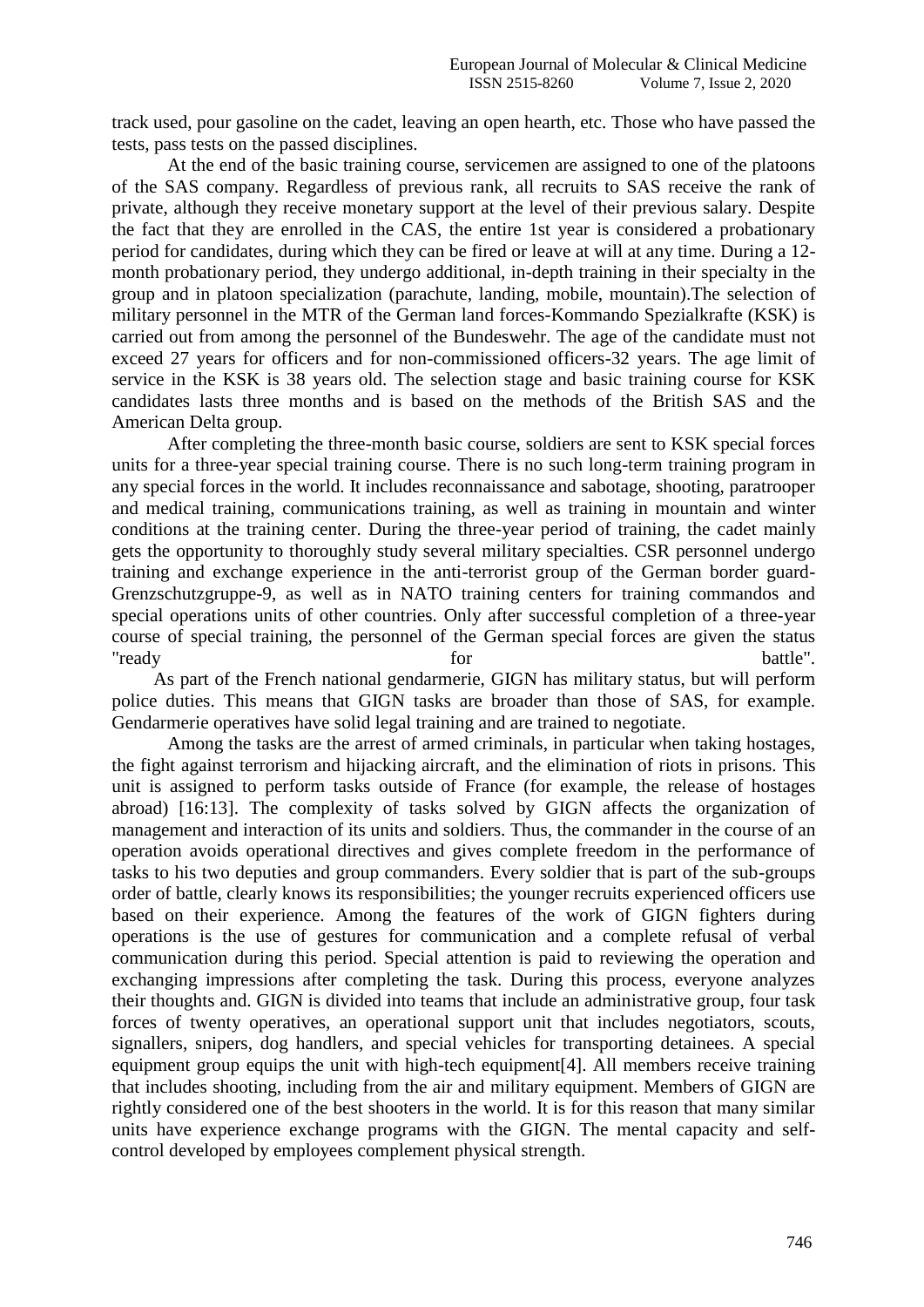track used, pour gasoline on the cadet, leaving an open hearth, etc. Those who have passed the tests, pass tests on the passed disciplines.

At the end of the basic training course, servicemen are assigned to one of the platoons of the SAS company. Regardless of previous rank, all recruits to SAS receive the rank of private, although they receive monetary support at the level of their previous salary. Despite the fact that they are enrolled in the CAS, the entire 1st year is considered a probationary period for candidates, during which they can be fired or leave at will at any time. During a 12-month probationary period, they undergo additional, in-depth training in their specialty in the group and in platoon specialization (parachute, landing, mobile, mountain).The selection of military personnel in the MTR of the German land forces-Kommando Spezialkrafte (KSK) is carried out from among the personnel of the Bundeswehr. The age of the candidate must not exceed 27 years for officers and for non-commissioned officers-32 years. The age limit of service in the KSK is 38 years old. The selection stage and basic training course for KSK candidates lasts three months and is based on the methods of the British SAS and the American Delta group.

After completing the three-month basic course, soldiers are sent to KSK special forces units for a three-year special training course. There is no such long-term training program in any special forces in the world. It includes reconnaissance and sabotage, shooting, paratrooper and medical training, communications training, as well as training in mountain and winter conditions at the training center. During the three-year period of training, the cadet mainly gets the opportunity to thoroughly study several military specialties. CSR personnel undergo training and exchange experience in the anti-terrorist group of the German border guard-Grenzschutzgruppe-9, as well as in NATO training centers for training commandos and special operations units of other countries. Only after successful completion of a three-year course of special training, the personnel of the German special forces are given the status "ready for battle".

As part of the French national gendarmerie, GIGN has military status, but will perform police duties. This means that GIGN tasks are broader than those of SAS, for example. Gendarmerie operatives have solid legal training and are trained to negotiate.

Among the tasks are the arrest of armed criminals, in particular when taking hostages, the fight against terrorism and hijacking aircraft, and the elimination of riots in prisons. This unit is assigned to perform tasks outside of France (for example, the release of hostages abroad) [16:13]. The complexity of tasks solved by GIGN affects the organization of management and interaction of its units and soldiers. Thus, the commander in the course of an operation avoids operational directives and gives complete freedom in the performance of tasks to his two deputies and group commanders. Every soldier that is part of the sub-groups order of battle, clearly knows its responsibilities; the younger recruits experienced officers use based on their experience. Among the features of the work of GIGN fighters during operations is the use of gestures for communication and a complete refusal of verbal communication during this period. Special attention is paid to reviewing the operation and exchanging impressions after completing the task. During this process, everyone analyzes their thoughts and. GIGN is divided into teams that include an administrative group, four task forces of twenty operatives, an operational support unit that includes negotiators, scouts, signallers, snipers, dog handlers, and special vehicles for transporting detainees. A special equipment group equips the unit with high-tech equipment[4]. All members receive training that includes shooting, including from the air and military equipment. Members of GIGN are rightly considered one of the best shooters in the world. It is for this reason that many similar units have experience exchange programs with the GIGN. The mental capacity and self-control developed by employees complement physical strength.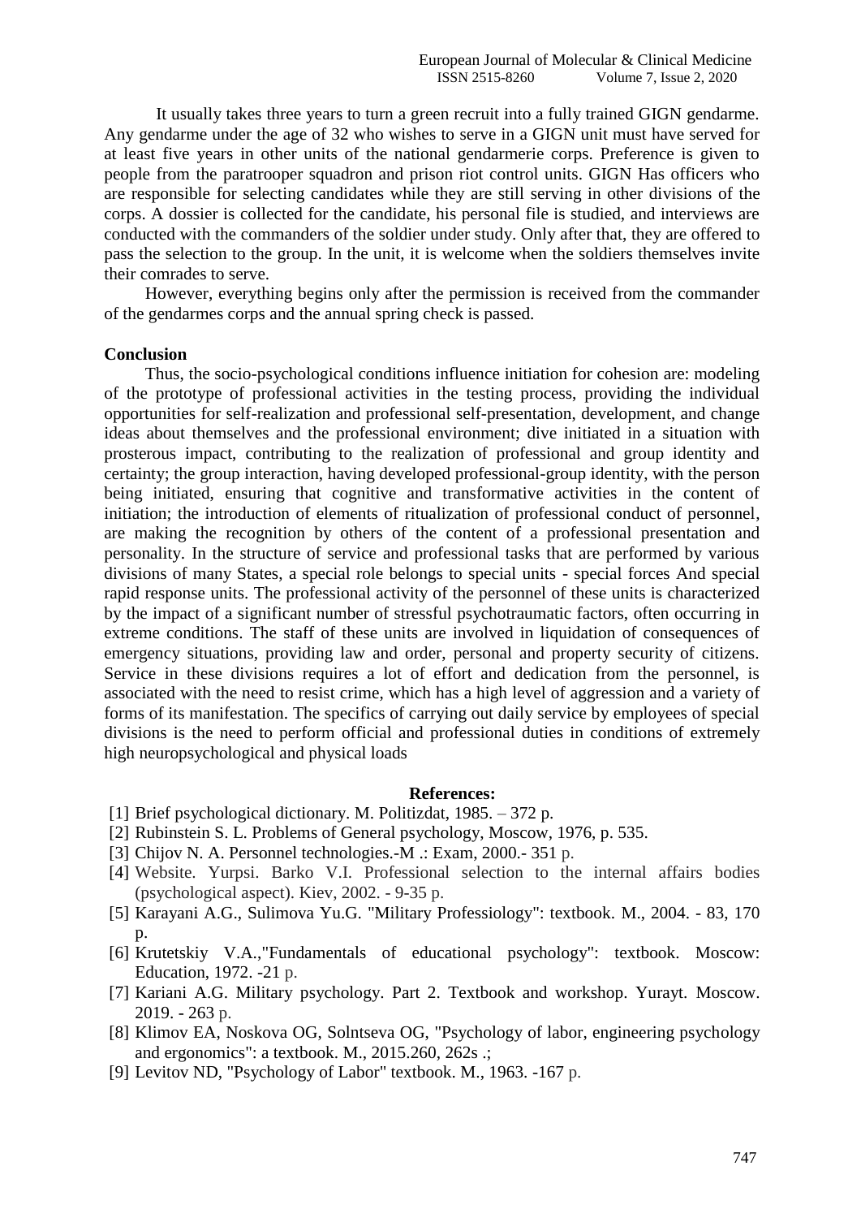It usually takes three years to turn a green recruit into a fully trained GIGN gendarme. Any gendarme under the age of 32 who wishes to serve in a GIGN unit must have served for at least five years in other units of the national gendarmerie corps. Preference is given to people from the paratrooper squadron and prison riot control units. GIGN Has officers who are responsible for selecting candidates while they are still serving in other divisions of the corps. A dossier is collected for the candidate, his personal file is studied, and interviews are conducted with the commanders of the soldier under study. Only after that, they are offered to pass the selection to the group. In the unit, it is welcome when the soldiers themselves invite their comrades to serve.

However, everything begins only after the permission is received from the commander of the gendarmes corps and the annual spring check is passed.

**Conclusion**

Thus, the socio-psychological conditions influence initiation for cohesion are: modeling of the prototype of professional activities in the testing process, providing the individual opportunities for self-realization and professional self-presentation, development, and change ideas about themselves and the professional environment; dive initiated in a situation with prosterous impact, contributing to the realization of professional and group identity and certainty; the group interaction, having developed professional-group identity, with the person being initiated, ensuring that cognitive and transformative activities in the content of initiation; the introduction of elements of ritualization of professional conduct of personnel, are making the recognition by others of the content of a professional presentation and personality. In the structure of service and professional tasks that are performed by various divisions of many States, a special role belongs to special units - special forces And special rapid response units. The professional activity of the personnel of these units is characterized by the impact of a significant number of stressful psychotraumatic factors, often occurring in extreme conditions. The staff of these units are involved in liquidation of consequences of emergency situations, providing law and order, personal and property security of citizens. Service in these divisions requires a lot of effort and dedication from the personnel, is associated with the need to resist crime, which has a high level of aggression and a variety of forms of its manifestation. The specifics of carrying out daily service by employees of special divisions is the need to perform official and professional duties in conditions of extremely high neuropsychological and physical loads

**References:**

[1] Brief psychological dictionary. M. Politizdat, 1985. – 372 p.
[2] Rubinstein S. L. Problems of General psychology, Moscow, 1976, p. 535.
[3] Chijov N. A. Personnel technologies.-M .: Exam, 2000.- 351 p.
[4] Website. Yurpsi. Barko V.I. Professional selection to the internal affairs bodies (psychological aspect). Kiev, 2002. - 9-35 p.
[5] Karayani A.G., Sulimova Yu.G. "Military Professiology": textbook. M., 2004. - 83, 170 p.
[6] Krutetskiy V.A.,"Fundamentals of educational psychology": textbook. Moscow: Education, 1972. -21 p.
[7] Kariani A.G. Military psychology. Part 2. Textbook and workshop. Yurayt. Moscow. 2019. - 263 p.
[8] Klimov EA, Noskova OG, Solntseva OG, "Psychology of labor, engineering psychology and ergonomics": a textbook. M., 2015.260, 262s .;
[9] Levitov ND, "Psychology of Labor" textbook. M., 1963. -167 p.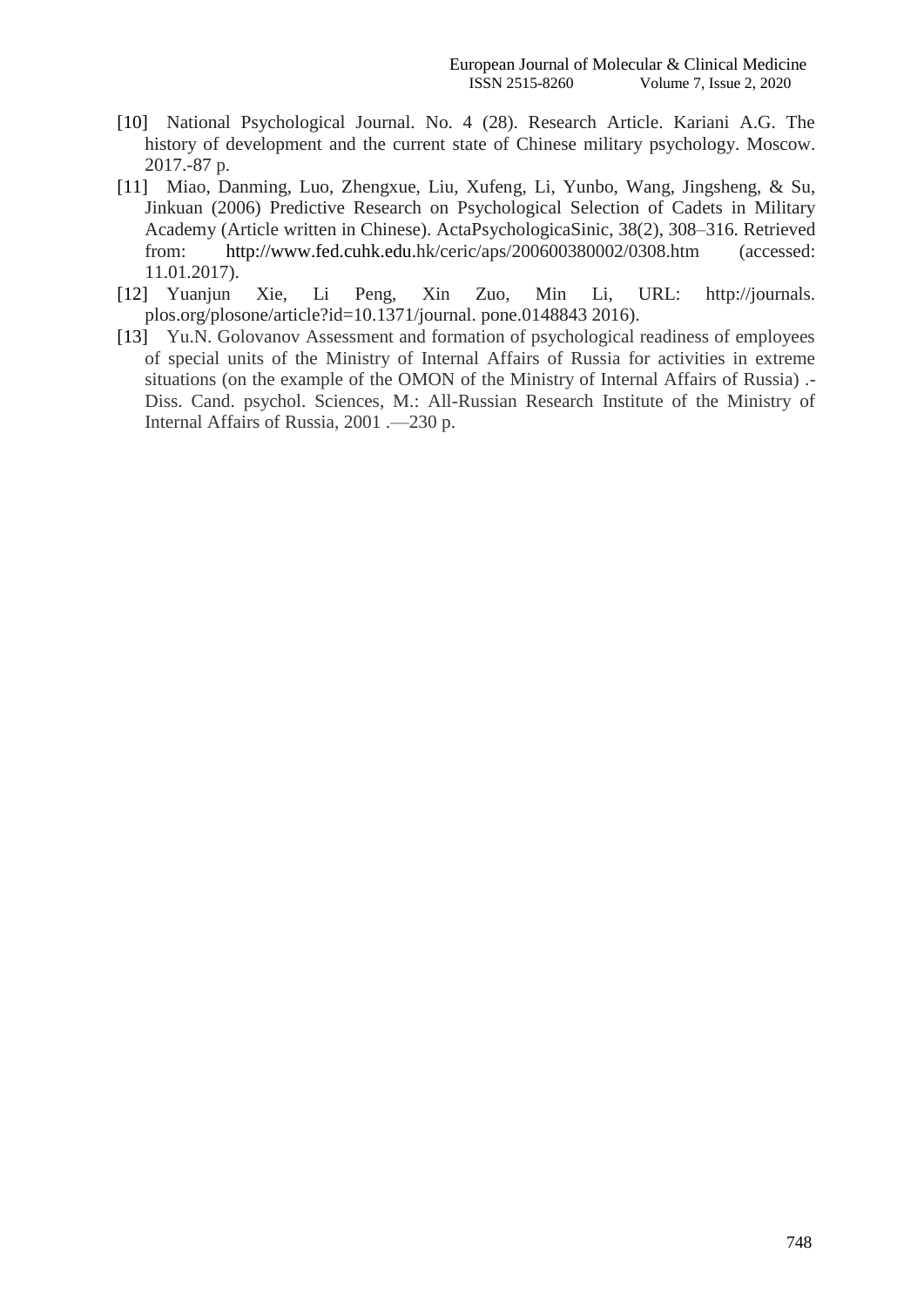[10] National Psychological Journal. No. 4 (28). Research Article. Kariani A.G. The history of development and the current state of Chinese military psychology. Moscow. 2017.-87 p.

[11] Miao, Danming, Luo, Zhengxue, Liu, Xufeng, Li, Yunbo, Wang, Jingsheng, & Su, Jinkuan (2006) Predictive Research on Psychological Selection of Cadets in Military Academy (Article written in Chinese). ActaPsychologicaSinic, 38(2), 308–316. Retrieved from: http://www.fed.cuhk.edu.hk/ceric/aps/200600380002/0308.htm (accessed: 11.01.2017).

[12] Yuanjun Xie, Li Peng, Xin Zuo, Min Li, URL: http://journals. plos.org/plosone/article?id=10.1371/journal. pone.0148843 2016).

[13] Yu.N. Golovanov Assessment and formation of psychological readiness of employees of special units of the Ministry of Internal Affairs of Russia for activities in extreme situations (on the example of the OMON of the Ministry of Internal Affairs of Russia) .- Diss. Cand. psychol. Sciences, M.: All-Russian Research Institute of the Ministry of Internal Affairs of Russia, 2001 .—230 p.